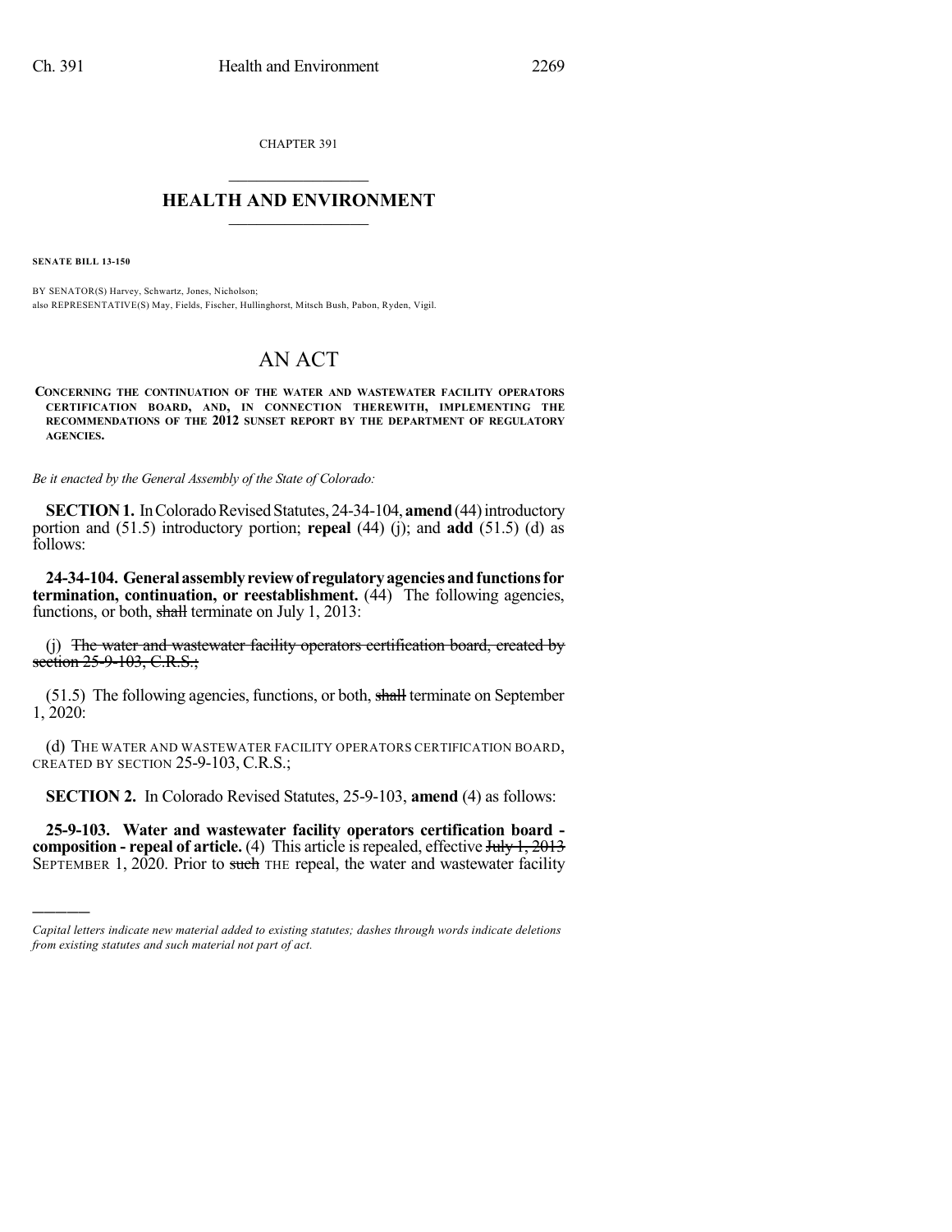CHAPTER 391

# HEALTH AND ENVIRONMENT

**SENATE BILL 13-150**

BY SENATOR(S) Harvey, Schwartz, Jones, Nicholson;
also REPRESENTATIVE(S) May, Fields, Fischer, Hullinghorst, Mitsch Bush, Pabon, Ryden, Vigil.

# AN ACT

**CONCERNING THE CONTINUATION OF THE WATER AND WASTEWATER FACILITY OPERATORS CERTIFICATION BOARD, AND, IN CONNECTION THEREWITH, IMPLEMENTING THE RECOMMENDATIONS OF THE 2012 SUNSET REPORT BY THE DEPARTMENT OF REGULATORY AGENCIES.**

*Be it enacted by the General Assembly of the State of Colorado:*

**SECTION 1.** In Colorado Revised Statutes, 24-34-104, **amend** (44) introductory portion and (51.5) introductory portion; **repeal** (44) (j); and **add** (51.5) (d) as follows:

**24-34-104. General assembly review of regulatory agencies and functions for termination, continuation, or reestablishment.** (44) The following agencies, functions, or both, ~~shall~~ terminate on July 1, 2013:

(j) ~~The water and wastewater facility operators certification board, created by section 25-9-103, C.R.S.;~~

(51.5) The following agencies, functions, or both, ~~shall~~ terminate on September 1, 2020:

(d) THE WATER AND WASTEWATER FACILITY OPERATORS CERTIFICATION BOARD, CREATED BY SECTION 25-9-103, C.R.S.;

**SECTION 2.** In Colorado Revised Statutes, 25-9-103, **amend** (4) as follows:

**25-9-103. Water and wastewater facility operators certification board - composition - repeal of article.** (4) This article is repealed, effective ~~July 1, 2013~~ SEPTEMBER 1, 2020. Prior to ~~such~~ THE repeal, the water and wastewater facility

---

*Capital letters indicate new material added to existing statutes; dashes through words indicate deletions from existing statutes and such material not part of act.*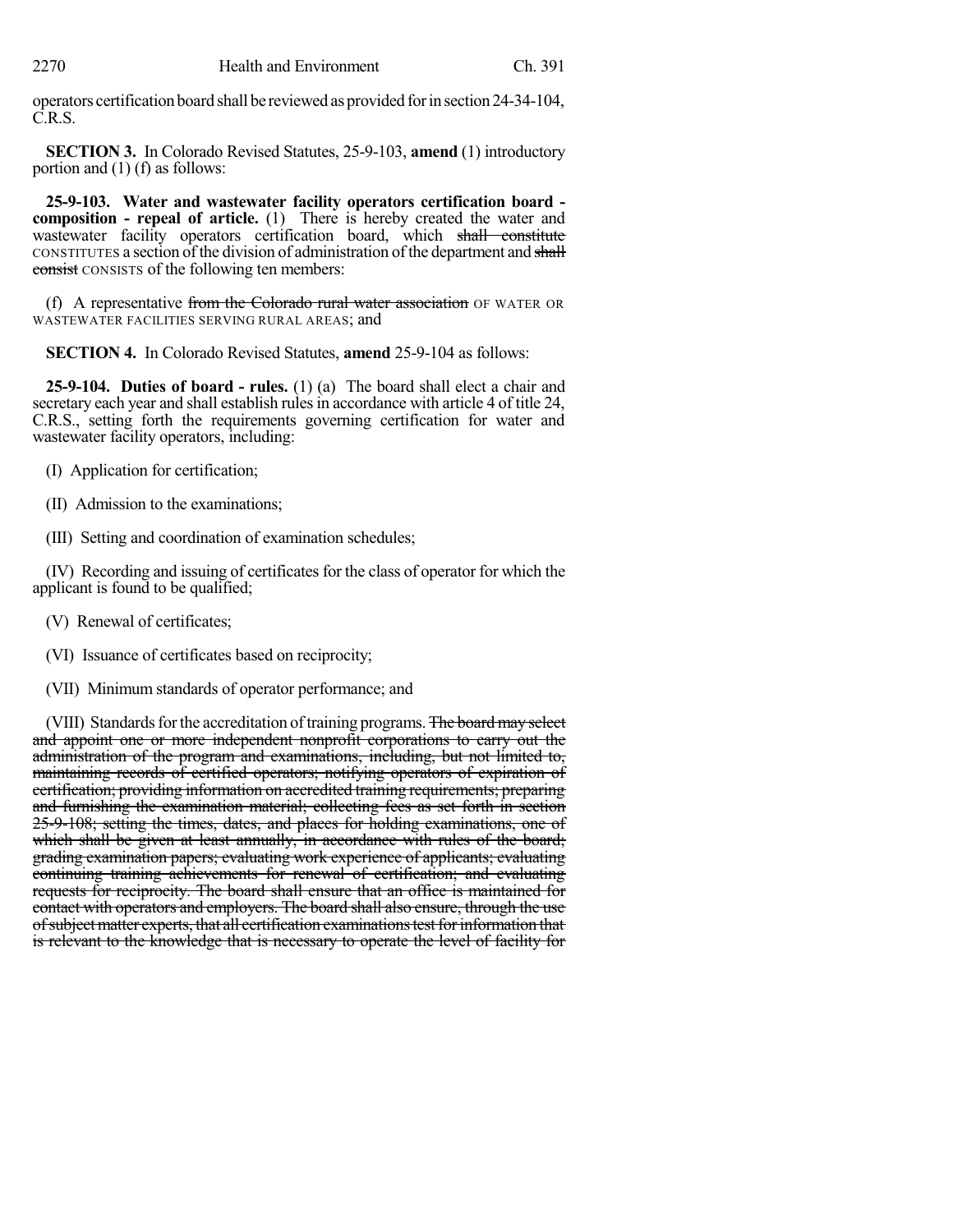operators certification board shall be reviewed as provided for in section 24-34-104, C.R.S.

**SECTION 3.** In Colorado Revised Statutes, 25-9-103, **amend** (1) introductory portion and (1) (f) as follows:

**25-9-103. Water and wastewater facility operators certification board - composition - repeal of article.** (1) There is hereby created the water and wastewater facility operators certification board, which ~~shall constitute~~ CONSTITUTES a section of the division of administration of the department and ~~shall consist~~ CONSISTS of the following ten members:

(f) A representative ~~from the Colorado rural water association~~ OF WATER OR WASTEWATER FACILITIES SERVING RURAL AREAS; and

**SECTION 4.** In Colorado Revised Statutes, **amend** 25-9-104 as follows:

**25-9-104. Duties of board - rules.** (1) (a) The board shall elect a chair and secretary each year and shall establish rules in accordance with article 4 of title 24, C.R.S., setting forth the requirements governing certification for water and wastewater facility operators, including:

(I) Application for certification;

(II) Admission to the examinations;

(III) Setting and coordination of examination schedules;

(IV) Recording and issuing of certificates for the class of operator for which the applicant is found to be qualified;

(V) Renewal of certificates;

(VI) Issuance of certificates based on reciprocity;

(VII) Minimum standards of operator performance; and

(VIII) Standards for the accreditation of training programs. ~~The board may select and appoint one or more independent nonprofit corporations to carry out the administration of the program and examinations, including, but not limited to, maintaining records of certified operators; notifying operators of expiration of certification; providing information on accredited training requirements; preparing and furnishing the examination material; collecting fees as set forth in section 25-9-108; setting the times, dates, and places for holding examinations, one of which shall be given at least annually, in accordance with rules of the board; grading examination papers; evaluating work experience of applicants; evaluating continuing training achievements for renewal of certification; and evaluating requests for reciprocity. The board shall ensure that an office is maintained for contact with operators and employers. The board shall also ensure, through the use of subject matter experts, that all certification examinations test for information that is relevant to the knowledge that is necessary to operate the level of facility for~~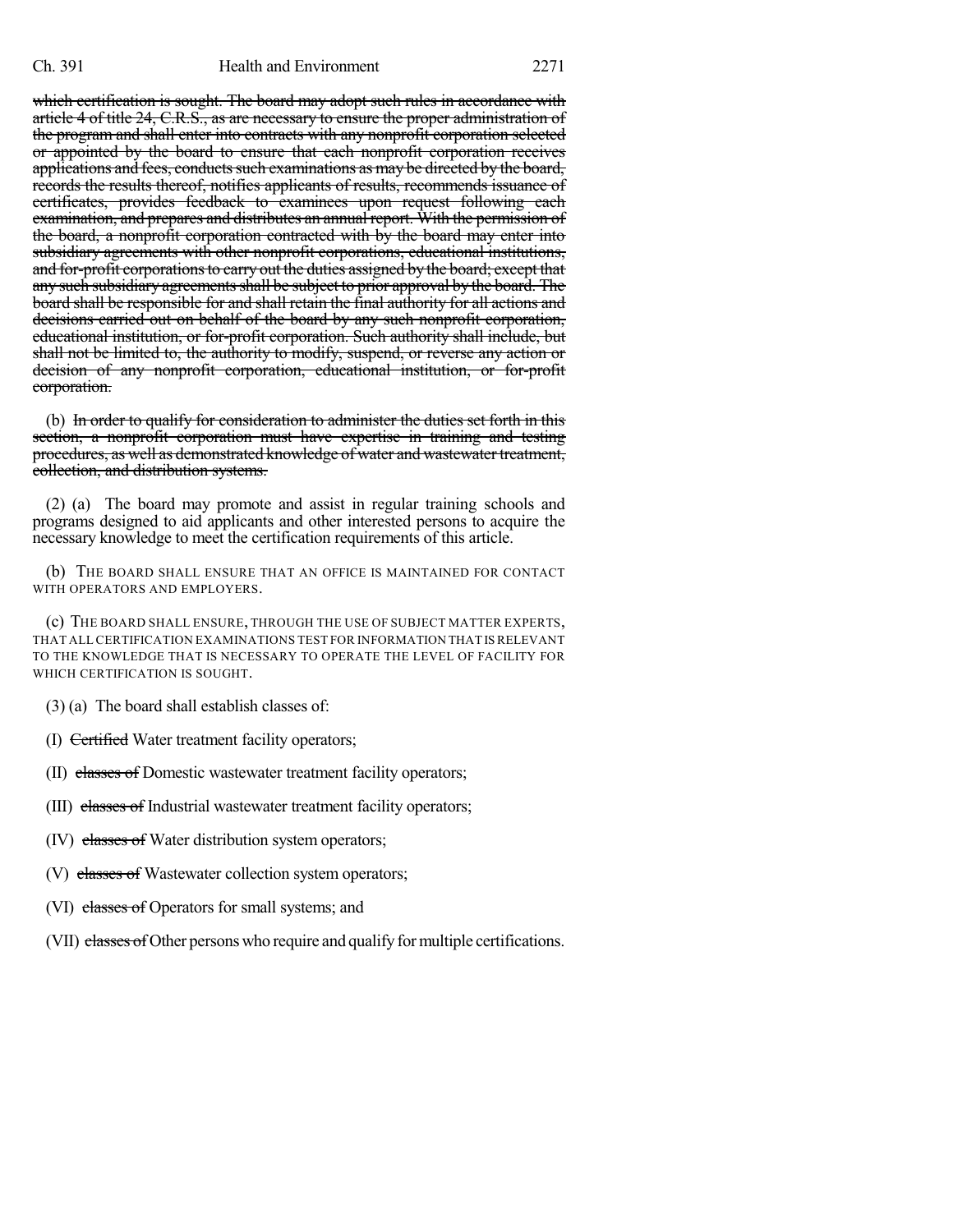~~which certification is sought. The board may adopt such rules in accordance with article 4 of title 24, C.R.S., as are necessary to ensure the proper administration of the program and shall enter into contracts with any nonprofit corporation selected or appointed by the board to ensure that each nonprofit corporation receives applications and fees, conducts such examinations as may be directed by the board, records the results thereof, notifies applicants of results, recommends issuance of certificates, provides feedback to examinees upon request following each examination, and prepares and distributes an annual report. With the permission of the board, a nonprofit corporation contracted with by the board may enter into subsidiary agreements with other nonprofit corporations, educational institutions, and for-profit corporations to carry out the duties assigned by the board; except that any such subsidiary agreements shall be subject to prior approval by the board. The board shall be responsible for and shall retain the final authority for all actions and decisions carried out on behalf of the board by any such nonprofit corporation, educational institution, or for-profit corporation. Such authority shall include, but shall not be limited to, the authority to modify, suspend, or reverse any action or decision of any nonprofit corporation, educational institution, or for-profit corporation.~~

(b) ~~In order to qualify for consideration to administer the duties set forth in this section, a nonprofit corporation must have expertise in training and testing procedures, as well as demonstrated knowledge of water and wastewater treatment, collection, and distribution systems.~~

(2) (a) The board may promote and assist in regular training schools and programs designed to aid applicants and other interested persons to acquire the necessary knowledge to meet the certification requirements of this article.

(b) THE BOARD SHALL ENSURE THAT AN OFFICE IS MAINTAINED FOR CONTACT WITH OPERATORS AND EMPLOYERS.

(c) THE BOARD SHALL ENSURE, THROUGH THE USE OF SUBJECT MATTER EXPERTS, THAT ALL CERTIFICATION EXAMINATIONS TEST FOR INFORMATION THAT IS RELEVANT TO THE KNOWLEDGE THAT IS NECESSARY TO OPERATE THE LEVEL OF FACILITY FOR WHICH CERTIFICATION IS SOUGHT.

(3) (a) The board shall establish classes of:

(I) ~~Certified~~ Water treatment facility operators;

(II) ~~classes of~~ Domestic wastewater treatment facility operators;

(III) ~~classes of~~ Industrial wastewater treatment facility operators;

(IV) ~~classes of~~ Water distribution system operators;

(V) ~~classes of~~ Wastewater collection system operators;

(VI) ~~classes of~~ Operators for small systems; and

(VII) ~~classes of~~ Other persons who require and qualify for multiple certifications.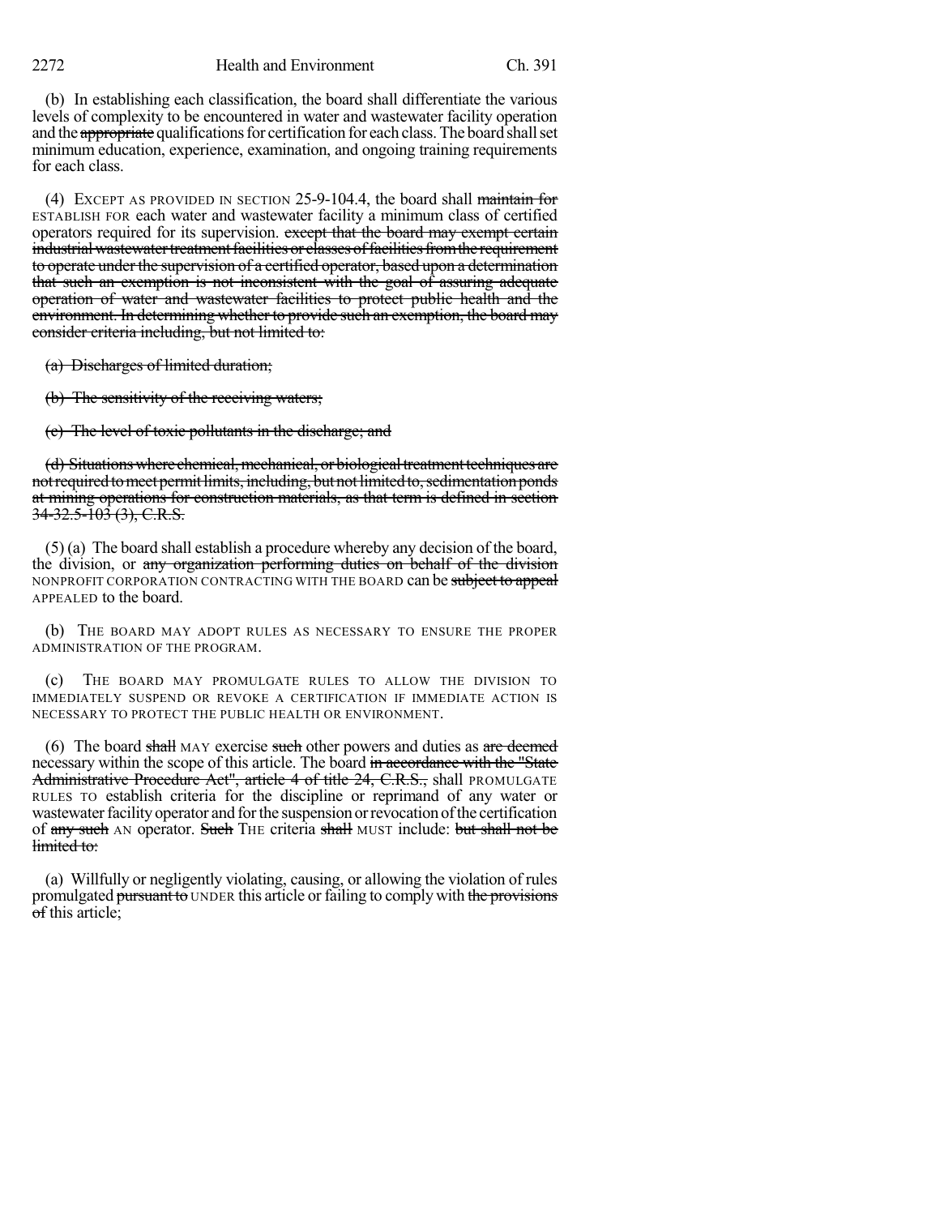(b) In establishing each classification, the board shall differentiate the various levels of complexity to be encountered in water and wastewater facility operation and the ~~appropriate~~ qualifications for certification for each class. The board shall set minimum education, experience, examination, and ongoing training requirements for each class.

(4) EXCEPT AS PROVIDED IN SECTION 25-9-104.4, the board shall ~~maintain for~~ ESTABLISH FOR each water and wastewater facility a minimum class of certified operators required for its supervision. ~~except that the board may exempt certain industrial wastewater treatment facilities or classes of facilities from the requirement to operate under the supervision of a certified operator, based upon a determination that such an exemption is not inconsistent with the goal of assuring adequate operation of water and wastewater facilities to protect public health and the environment. In determining whether to provide such an exemption, the board may consider criteria including, but not limited to:~~

~~(a) Discharges of limited duration;~~

~~(b) The sensitivity of the receiving waters;~~

~~(c) The level of toxic pollutants in the discharge; and~~

~~(d) Situations where chemical, mechanical, or biological treatment techniques are not required to meet permit limits, including, but not limited to, sedimentation ponds at mining operations for construction materials, as that term is defined in section 34-32.5-103 (3), C.R.S.~~

(5) (a) The board shall establish a procedure whereby any decision of the board, the division, or ~~any organization performing duties on behalf of the division~~ NONPROFIT CORPORATION CONTRACTING WITH THE BOARD can be ~~subject to appeal~~ APPEALED to the board.

(b) THE BOARD MAY ADOPT RULES AS NECESSARY TO ENSURE THE PROPER ADMINISTRATION OF THE PROGRAM.

(c) THE BOARD MAY PROMULGATE RULES TO ALLOW THE DIVISION TO IMMEDIATELY SUSPEND OR REVOKE A CERTIFICATION IF IMMEDIATE ACTION IS NECESSARY TO PROTECT THE PUBLIC HEALTH OR ENVIRONMENT.

(6) The board ~~shall~~ MAY exercise ~~such~~ other powers and duties as ~~are deemed~~ necessary within the scope of this article. The board ~~in accordance with the "State Administrative Procedure Act", article 4 of title 24, C.R.S.,~~ shall PROMULGATE RULES TO establish criteria for the discipline or reprimand of any water or wastewater facility operator and for the suspension or revocation of the certification of ~~any such~~ AN operator. ~~Such~~ THE criteria ~~shall~~ MUST include: ~~but shall not be limited to:~~

(a) Willfully or negligently violating, causing, or allowing the violation of rules promulgated ~~pursuant to~~ UNDER this article or failing to comply with ~~the provisions of~~ this article;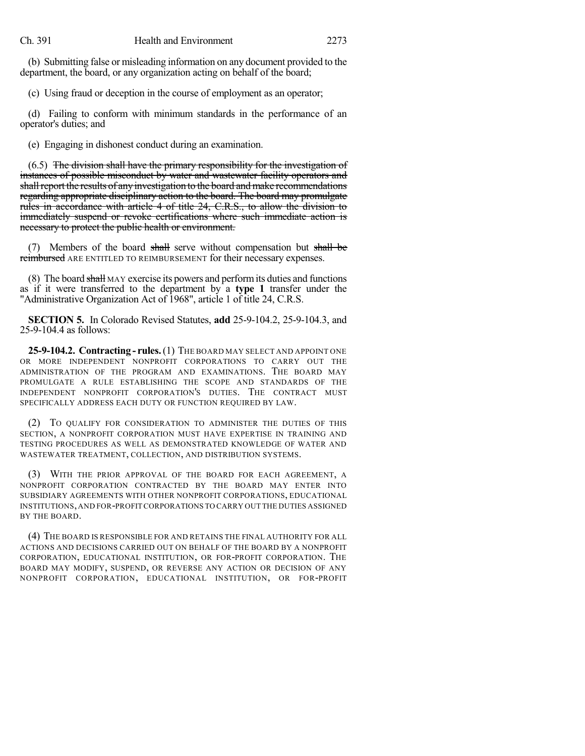(b) Submitting false or misleading information on any document provided to the department, the board, or any organization acting on behalf of the board;

(c) Using fraud or deception in the course of employment as an operator;

(d) Failing to conform with minimum standards in the performance of an operator's duties; and

(e) Engaging in dishonest conduct during an examination.

(6.5) ~~The division shall have the primary responsibility for the investigation of instances of possible misconduct by water and wastewater facility operators and shall report the results of any investigation to the board and make recommendations regarding appropriate disciplinary action to the board. The board may promulgate rules in accordance with article 4 of title 24, C.R.S., to allow the division to immediately suspend or revoke certifications where such immediate action is necessary to protect the public health or environment.~~

(7) Members of the board ~~shall~~ serve without compensation but ~~shall be reimbursed~~ ARE ENTITLED TO REIMBURSEMENT for their necessary expenses.

(8) The board ~~shall~~ MAY exercise its powers and perform its duties and functions as if it were transferred to the department by a **type 1** transfer under the "Administrative Organization Act of 1968", article 1 of title 24, C.R.S.

**SECTION 5.** In Colorado Revised Statutes, **add** 25-9-104.2, 25-9-104.3, and 25-9-104.4 as follows:

**25-9-104.2. Contracting - rules.** (1) THE BOARD MAY SELECT AND APPOINT ONE OR MORE INDEPENDENT NONPROFIT CORPORATIONS TO CARRY OUT THE ADMINISTRATION OF THE PROGRAM AND EXAMINATIONS. THE BOARD MAY PROMULGATE A RULE ESTABLISHING THE SCOPE AND STANDARDS OF THE INDEPENDENT NONPROFIT CORPORATION'S DUTIES. THE CONTRACT MUST SPECIFICALLY ADDRESS EACH DUTY OR FUNCTION REQUIRED BY LAW.

(2) TO QUALIFY FOR CONSIDERATION TO ADMINISTER THE DUTIES OF THIS SECTION, A NONPROFIT CORPORATION MUST HAVE EXPERTISE IN TRAINING AND TESTING PROCEDURES AS WELL AS DEMONSTRATED KNOWLEDGE OF WATER AND WASTEWATER TREATMENT, COLLECTION, AND DISTRIBUTION SYSTEMS.

(3) WITH THE PRIOR APPROVAL OF THE BOARD FOR EACH AGREEMENT, A NONPROFIT CORPORATION CONTRACTED BY THE BOARD MAY ENTER INTO SUBSIDIARY AGREEMENTS WITH OTHER NONPROFIT CORPORATIONS, EDUCATIONAL INSTITUTIONS, AND FOR-PROFIT CORPORATIONS TO CARRY OUT THE DUTIES ASSIGNED BY THE BOARD.

(4) THE BOARD IS RESPONSIBLE FOR AND RETAINS THE FINAL AUTHORITY FOR ALL ACTIONS AND DECISIONS CARRIED OUT ON BEHALF OF THE BOARD BY A NONPROFIT CORPORATION, EDUCATIONAL INSTITUTION, OR FOR-PROFIT CORPORATION. THE BOARD MAY MODIFY, SUSPEND, OR REVERSE ANY ACTION OR DECISION OF ANY NONPROFIT CORPORATION, EDUCATIONAL INSTITUTION, OR FOR-PROFIT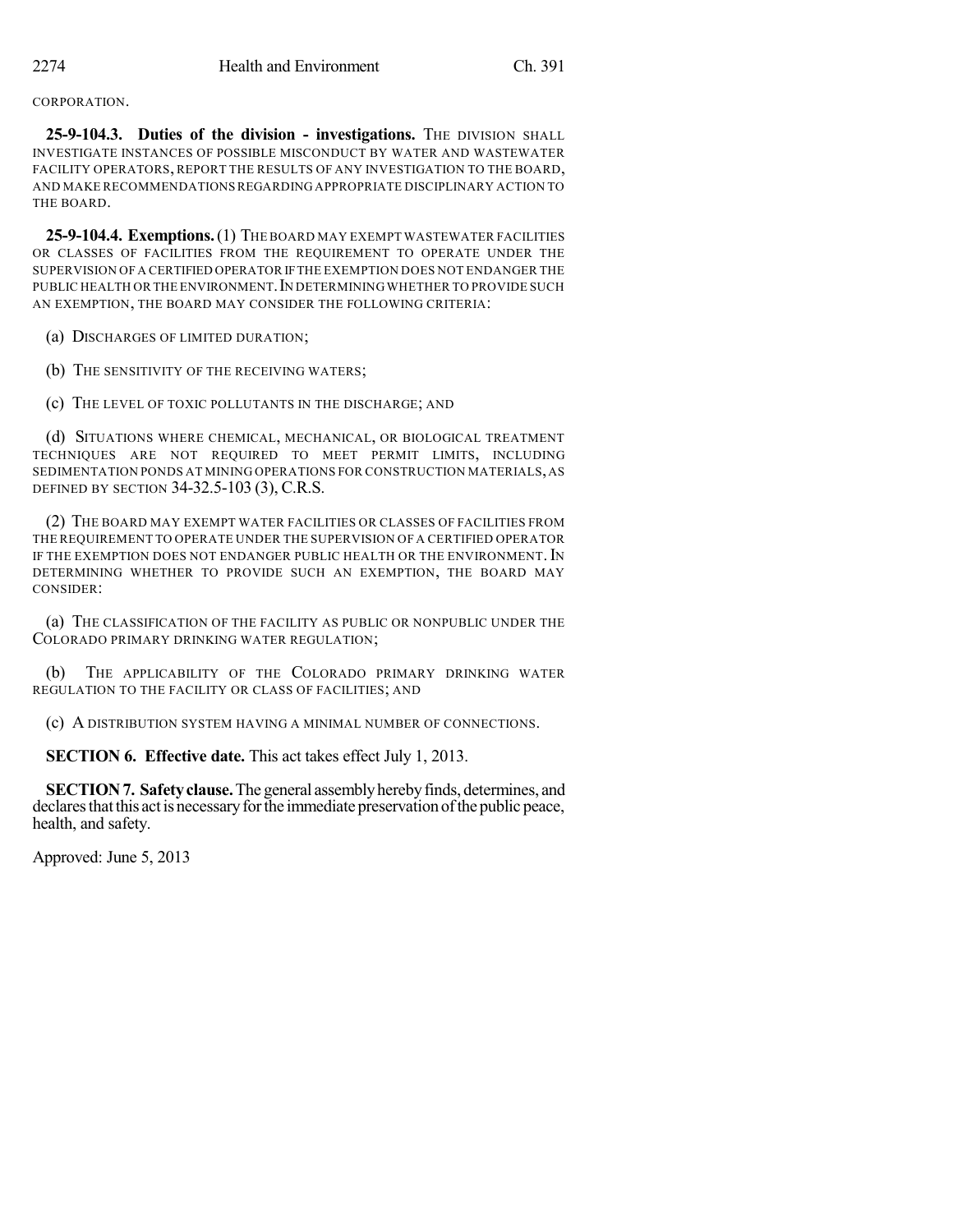CORPORATION.

**25-9-104.3. Duties of the division - investigations.** THE DIVISION SHALL INVESTIGATE INSTANCES OF POSSIBLE MISCONDUCT BY WATER AND WASTEWATER FACILITY OPERATORS, REPORT THE RESULTS OF ANY INVESTIGATION TO THE BOARD, AND MAKE RECOMMENDATIONS REGARDING APPROPRIATE DISCIPLINARY ACTION TO THE BOARD.

**25-9-104.4. Exemptions.** (1) THE BOARD MAY EXEMPT WASTEWATER FACILITIES OR CLASSES OF FACILITIES FROM THE REQUIREMENT TO OPERATE UNDER THE SUPERVISION OF A CERTIFIED OPERATOR IF THE EXEMPTION DOES NOT ENDANGER THE PUBLIC HEALTH OR THE ENVIRONMENT. IN DETERMINING WHETHER TO PROVIDE SUCH AN EXEMPTION, THE BOARD MAY CONSIDER THE FOLLOWING CRITERIA:

(a) DISCHARGES OF LIMITED DURATION;

(b) THE SENSITIVITY OF THE RECEIVING WATERS;

(c) THE LEVEL OF TOXIC POLLUTANTS IN THE DISCHARGE; AND

(d) SITUATIONS WHERE CHEMICAL, MECHANICAL, OR BIOLOGICAL TREATMENT TECHNIQUES ARE NOT REQUIRED TO MEET PERMIT LIMITS, INCLUDING SEDIMENTATION PONDS AT MINING OPERATIONS FOR CONSTRUCTION MATERIALS, AS DEFINED BY SECTION 34-32.5-103 (3), C.R.S.

(2) THE BOARD MAY EXEMPT WATER FACILITIES OR CLASSES OF FACILITIES FROM THE REQUIREMENT TO OPERATE UNDER THE SUPERVISION OF A CERTIFIED OPERATOR IF THE EXEMPTION DOES NOT ENDANGER PUBLIC HEALTH OR THE ENVIRONMENT. IN DETERMINING WHETHER TO PROVIDE SUCH AN EXEMPTION, THE BOARD MAY CONSIDER:

(a) THE CLASSIFICATION OF THE FACILITY AS PUBLIC OR NONPUBLIC UNDER THE COLORADO PRIMARY DRINKING WATER REGULATION;

(b) THE APPLICABILITY OF THE COLORADO PRIMARY DRINKING WATER REGULATION TO THE FACILITY OR CLASS OF FACILITIES; AND

(c) A DISTRIBUTION SYSTEM HAVING A MINIMAL NUMBER OF CONNECTIONS.

**SECTION 6. Effective date.** This act takes effect July 1, 2013.

**SECTION 7. Safety clause.** The general assembly hereby finds, determines, and declares that this act is necessary for the immediate preservation of the public peace, health, and safety.

Approved: June 5, 2013